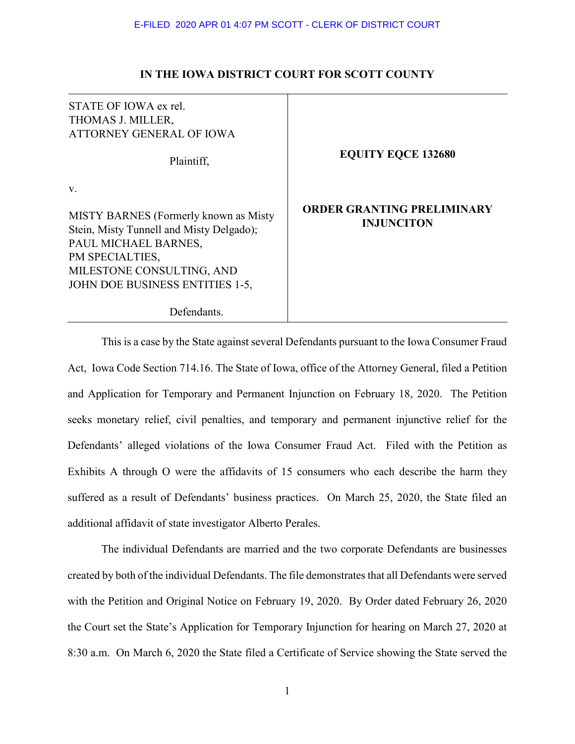E-FILED 2020 APR 01 4:07 PM SCOTT - CLERK OF DISTRICT COURT

**IN THE IOWA DISTRICT COURT FOR SCOTT COUNTY**

| | |
|---|---|
| STATE OF IOWA ex rel. THOMAS J. MILLER, ATTORNEY GENERAL OF IOWA<br><br>Plaintiff,<br><br>v.<br><br>MISTY BARNES (Formerly known as Misty Stein, Misty Tunnell and Misty Delgado); PAUL MICHAEL BARNES, PM SPECIALTIES, MILESTONE CONSULTING, AND JOHN DOE BUSINESS ENTITIES 1-5,<br><br>Defendants. | **EQUITY EQCE 132680**<br><br>**ORDER GRANTING PRELIMINARY INJUNCITON** |

This is a case by the State against several Defendants pursuant to the Iowa Consumer Fraud Act, Iowa Code Section 714.16. The State of Iowa, office of the Attorney General, filed a Petition and Application for Temporary and Permanent Injunction on February 18, 2020. The Petition seeks monetary relief, civil penalties, and temporary and permanent injunctive relief for the Defendants' alleged violations of the Iowa Consumer Fraud Act. Filed with the Petition as Exhibits A through O were the affidavits of 15 consumers who each describe the harm they suffered as a result of Defendants' business practices. On March 25, 2020, the State filed an additional affidavit of state investigator Alberto Perales.

The individual Defendants are married and the two corporate Defendants are businesses created by both of the individual Defendants. The file demonstrates that all Defendants were served with the Petition and Original Notice on February 19, 2020. By Order dated February 26, 2020 the Court set the State's Application for Temporary Injunction for hearing on March 27, 2020 at 8:30 a.m. On March 6, 2020 the State filed a Certificate of Service showing the State served the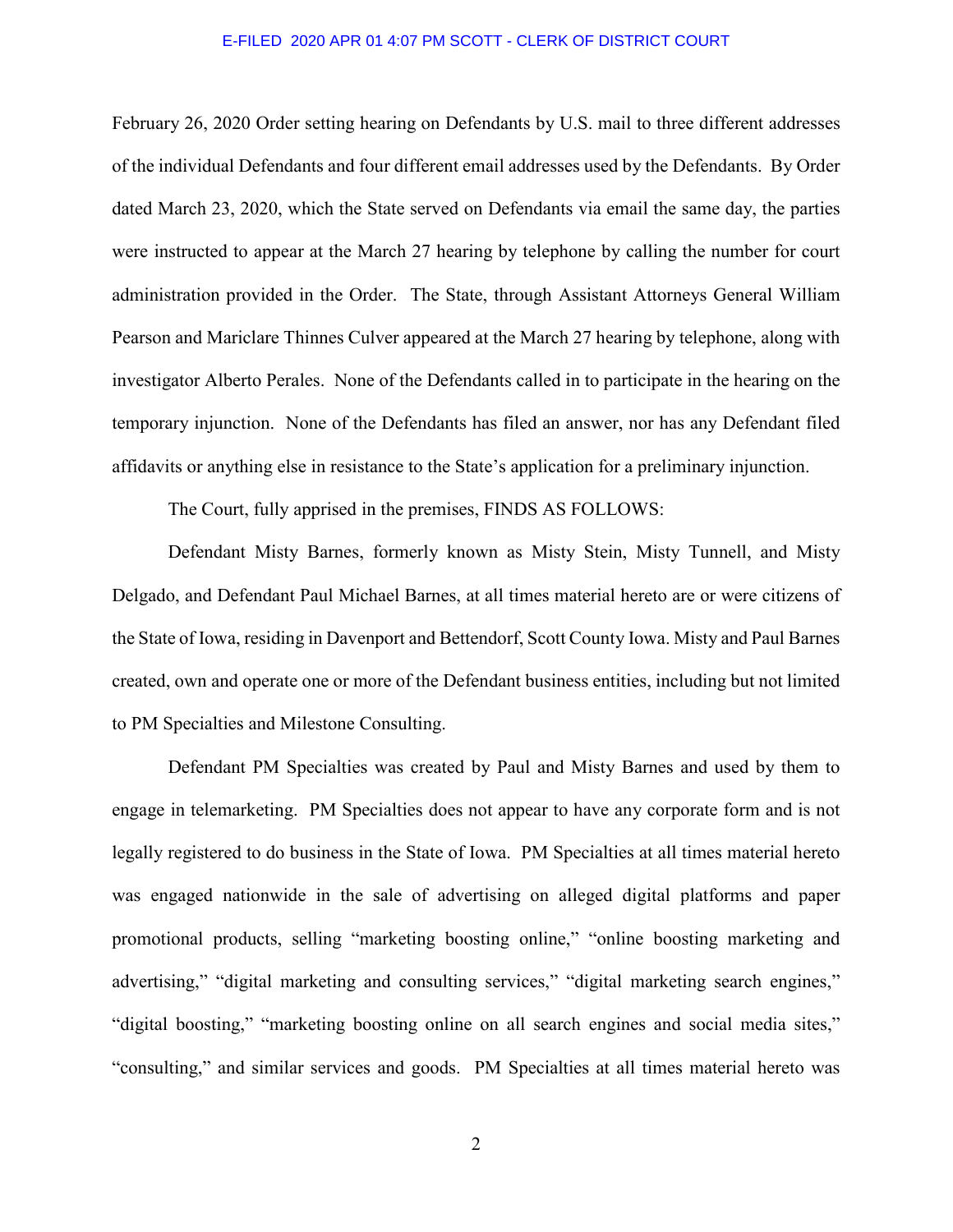February 26, 2020 Order setting hearing on Defendants by U.S. mail to three different addresses of the individual Defendants and four different email addresses used by the Defendants. By Order dated March 23, 2020, which the State served on Defendants via email the same day, the parties were instructed to appear at the March 27 hearing by telephone by calling the number for court administration provided in the Order. The State, through Assistant Attorneys General William Pearson and Mariclare Thinnes Culver appeared at the March 27 hearing by telephone, along with investigator Alberto Perales. None of the Defendants called in to participate in the hearing on the temporary injunction. None of the Defendants has filed an answer, nor has any Defendant filed affidavits or anything else in resistance to the State's application for a preliminary injunction.

The Court, fully apprised in the premises, FINDS AS FOLLOWS:

Defendant Misty Barnes, formerly known as Misty Stein, Misty Tunnell, and Misty Delgado, and Defendant Paul Michael Barnes, at all times material hereto are or were citizens of the State of Iowa, residing in Davenport and Bettendorf, Scott County Iowa. Misty and Paul Barnes created, own and operate one or more of the Defendant business entities, including but not limited to PM Specialties and Milestone Consulting.

Defendant PM Specialties was created by Paul and Misty Barnes and used by them to engage in telemarketing. PM Specialties does not appear to have any corporate form and is not legally registered to do business in the State of Iowa. PM Specialties at all times material hereto was engaged nationwide in the sale of advertising on alleged digital platforms and paper promotional products, selling "marketing boosting online," "online boosting marketing and advertising," "digital marketing and consulting services," "digital marketing search engines," "digital boosting," "marketing boosting online on all search engines and social media sites," "consulting," and similar services and goods. PM Specialties at all times material hereto was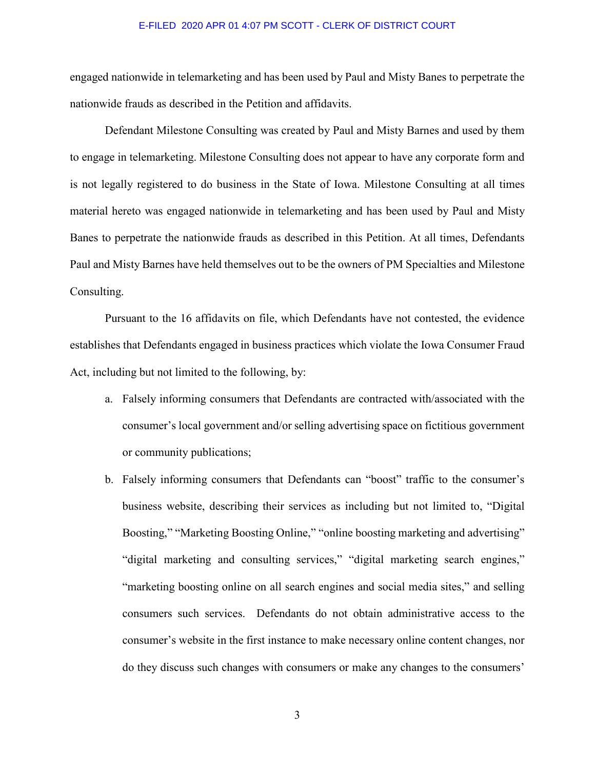engaged nationwide in telemarketing and has been used by Paul and Misty Banes to perpetrate the nationwide frauds as described in the Petition and affidavits.

Defendant Milestone Consulting was created by Paul and Misty Barnes and used by them to engage in telemarketing. Milestone Consulting does not appear to have any corporate form and is not legally registered to do business in the State of Iowa. Milestone Consulting at all times material hereto was engaged nationwide in telemarketing and has been used by Paul and Misty Banes to perpetrate the nationwide frauds as described in this Petition. At all times, Defendants Paul and Misty Barnes have held themselves out to be the owners of PM Specialties and Milestone Consulting.

Pursuant to the 16 affidavits on file, which Defendants have not contested, the evidence establishes that Defendants engaged in business practices which violate the Iowa Consumer Fraud Act, including but not limited to the following, by:

a. Falsely informing consumers that Defendants are contracted with/associated with the consumer's local government and/or selling advertising space on fictitious government or community publications;

b. Falsely informing consumers that Defendants can "boost" traffic to the consumer's business website, describing their services as including but not limited to, "Digital Boosting," "Marketing Boosting Online," "online boosting marketing and advertising" "digital marketing and consulting services," "digital marketing search engines," "marketing boosting online on all search engines and social media sites," and selling consumers such services. Defendants do not obtain administrative access to the consumer's website in the first instance to make necessary online content changes, nor do they discuss such changes with consumers or make any changes to the consumers'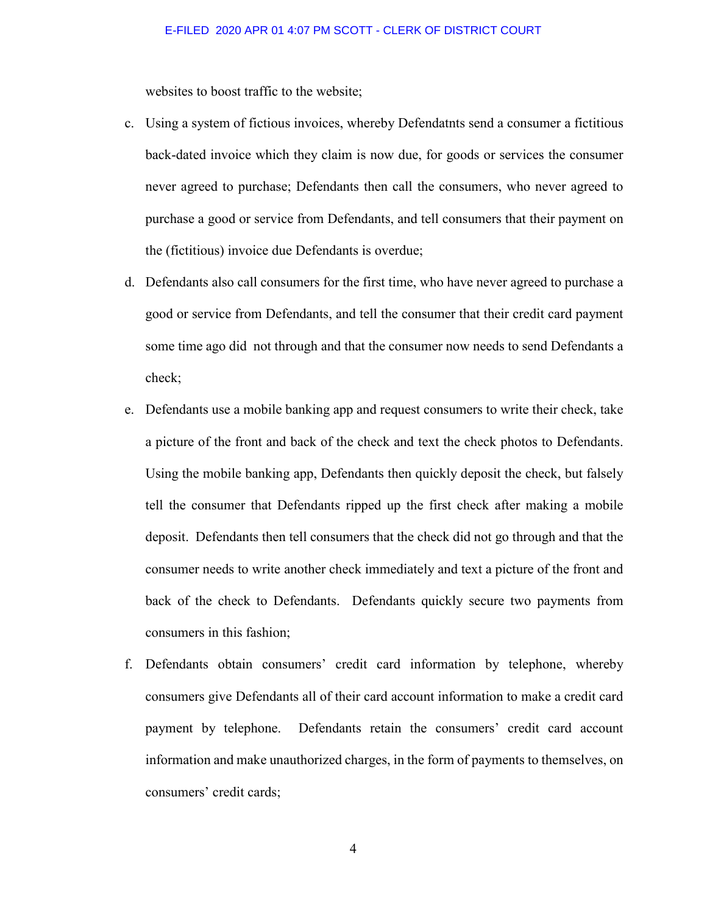websites to boost traffic to the website;

c. Using a system of fictious invoices, whereby Defendatnts send a consumer a fictitious back-dated invoice which they claim is now due, for goods or services the consumer never agreed to purchase; Defendants then call the consumers, who never agreed to purchase a good or service from Defendants, and tell consumers that their payment on the (fictitious) invoice due Defendants is overdue;

d. Defendants also call consumers for the first time, who have never agreed to purchase a good or service from Defendants, and tell the consumer that their credit card payment some time ago did not through and that the consumer now needs to send Defendants a check;

e. Defendants use a mobile banking app and request consumers to write their check, take a picture of the front and back of the check and text the check photos to Defendants. Using the mobile banking app, Defendants then quickly deposit the check, but falsely tell the consumer that Defendants ripped up the first check after making a mobile deposit. Defendants then tell consumers that the check did not go through and that the consumer needs to write another check immediately and text a picture of the front and back of the check to Defendants. Defendants quickly secure two payments from consumers in this fashion;

f. Defendants obtain consumers' credit card information by telephone, whereby consumers give Defendants all of their card account information to make a credit card payment by telephone. Defendants retain the consumers' credit card account information and make unauthorized charges, in the form of payments to themselves, on consumers' credit cards;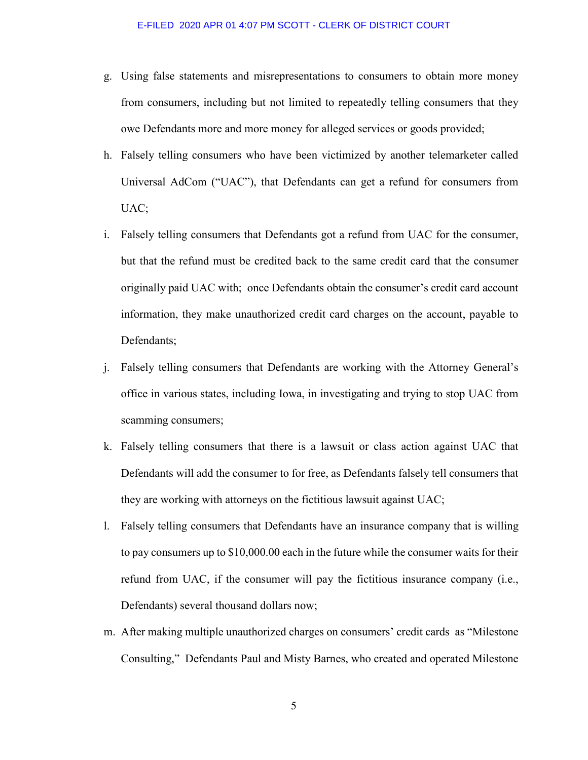g. Using false statements and misrepresentations to consumers to obtain more money from consumers, including but not limited to repeatedly telling consumers that they owe Defendants more and more money for alleged services or goods provided;

h. Falsely telling consumers who have been victimized by another telemarketer called Universal AdCom ("UAC"), that Defendants can get a refund for consumers from UAC;

i. Falsely telling consumers that Defendants got a refund from UAC for the consumer, but that the refund must be credited back to the same credit card that the consumer originally paid UAC with; once Defendants obtain the consumer's credit card account information, they make unauthorized credit card charges on the account, payable to Defendants;

j. Falsely telling consumers that Defendants are working with the Attorney General's office in various states, including Iowa, in investigating and trying to stop UAC from scamming consumers;

k. Falsely telling consumers that there is a lawsuit or class action against UAC that Defendants will add the consumer to for free, as Defendants falsely tell consumers that they are working with attorneys on the fictitious lawsuit against UAC;

l. Falsely telling consumers that Defendants have an insurance company that is willing to pay consumers up to $10,000.00 each in the future while the consumer waits for their refund from UAC, if the consumer will pay the fictitious insurance company (i.e., Defendants) several thousand dollars now;

m. After making multiple unauthorized charges on consumers' credit cards as "Milestone Consulting," Defendants Paul and Misty Barnes, who created and operated Milestone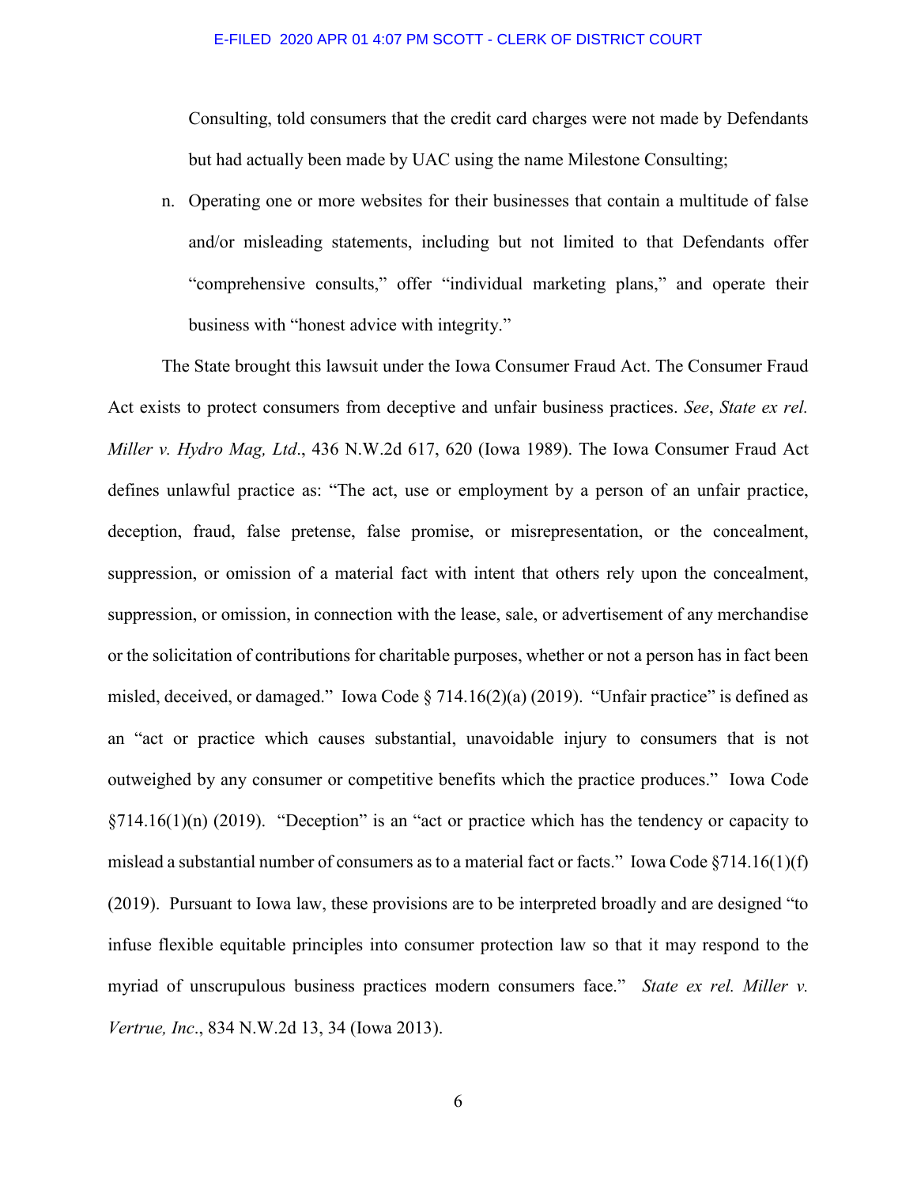Consulting, told consumers that the credit card charges were not made by Defendants but had actually been made by UAC using the name Milestone Consulting;

n. Operating one or more websites for their businesses that contain a multitude of false and/or misleading statements, including but not limited to that Defendants offer "comprehensive consults," offer "individual marketing plans," and operate their business with "honest advice with integrity."

The State brought this lawsuit under the Iowa Consumer Fraud Act. The Consumer Fraud Act exists to protect consumers from deceptive and unfair business practices. *See*, *State ex rel. Miller v. Hydro Mag, Ltd*., 436 N.W.2d 617, 620 (Iowa 1989). The Iowa Consumer Fraud Act defines unlawful practice as: "The act, use or employment by a person of an unfair practice, deception, fraud, false pretense, false promise, or misrepresentation, or the concealment, suppression, or omission of a material fact with intent that others rely upon the concealment, suppression, or omission, in connection with the lease, sale, or advertisement of any merchandise or the solicitation of contributions for charitable purposes, whether or not a person has in fact been misled, deceived, or damaged." Iowa Code § 714.16(2)(a) (2019). "Unfair practice" is defined as an "act or practice which causes substantial, unavoidable injury to consumers that is not outweighed by any consumer or competitive benefits which the practice produces." Iowa Code §714.16(1)(n) (2019). "Deception" is an "act or practice which has the tendency or capacity to mislead a substantial number of consumers as to a material fact or facts." Iowa Code §714.16(1)(f) (2019). Pursuant to Iowa law, these provisions are to be interpreted broadly and are designed "to infuse flexible equitable principles into consumer protection law so that it may respond to the myriad of unscrupulous business practices modern consumers face." *State ex rel. Miller v. Vertrue, Inc*., 834 N.W.2d 13, 34 (Iowa 2013).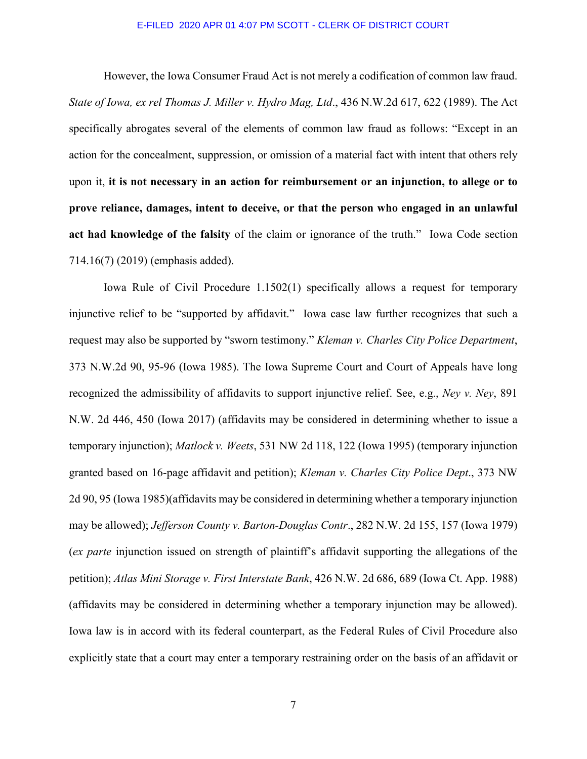However, the Iowa Consumer Fraud Act is not merely a codification of common law fraud. *State of Iowa, ex rel Thomas J. Miller v. Hydro Mag, Ltd*., 436 N.W.2d 617, 622 (1989). The Act specifically abrogates several of the elements of common law fraud as follows: "Except in an action for the concealment, suppression, or omission of a material fact with intent that others rely upon it, **it is not necessary in an action for reimbursement or an injunction, to allege or to prove reliance, damages, intent to deceive, or that the person who engaged in an unlawful act had knowledge of the falsity** of the claim or ignorance of the truth." Iowa Code section 714.16(7) (2019) (emphasis added).

Iowa Rule of Civil Procedure 1.1502(1) specifically allows a request for temporary injunctive relief to be "supported by affidavit." Iowa case law further recognizes that such a request may also be supported by "sworn testimony." *Kleman v. Charles City Police Department*, 373 N.W.2d 90, 95-96 (Iowa 1985). The Iowa Supreme Court and Court of Appeals have long recognized the admissibility of affidavits to support injunctive relief. See, e.g., *Ney v. Ney*, 891 N.W. 2d 446, 450 (Iowa 2017) (affidavits may be considered in determining whether to issue a temporary injunction); *Matlock v. Weets*, 531 NW 2d 118, 122 (Iowa 1995) (temporary injunction granted based on 16-page affidavit and petition); *Kleman v. Charles City Police Dept*., 373 NW 2d 90, 95 (Iowa 1985)(affidavits may be considered in determining whether a temporary injunction may be allowed); *Jefferson County v. Barton-Douglas Contr*., 282 N.W. 2d 155, 157 (Iowa 1979) (*ex parte* injunction issued on strength of plaintiff's affidavit supporting the allegations of the petition); *Atlas Mini Storage v. First Interstate Bank*, 426 N.W. 2d 686, 689 (Iowa Ct. App. 1988) (affidavits may be considered in determining whether a temporary injunction may be allowed). Iowa law is in accord with its federal counterpart, as the Federal Rules of Civil Procedure also explicitly state that a court may enter a temporary restraining order on the basis of an affidavit or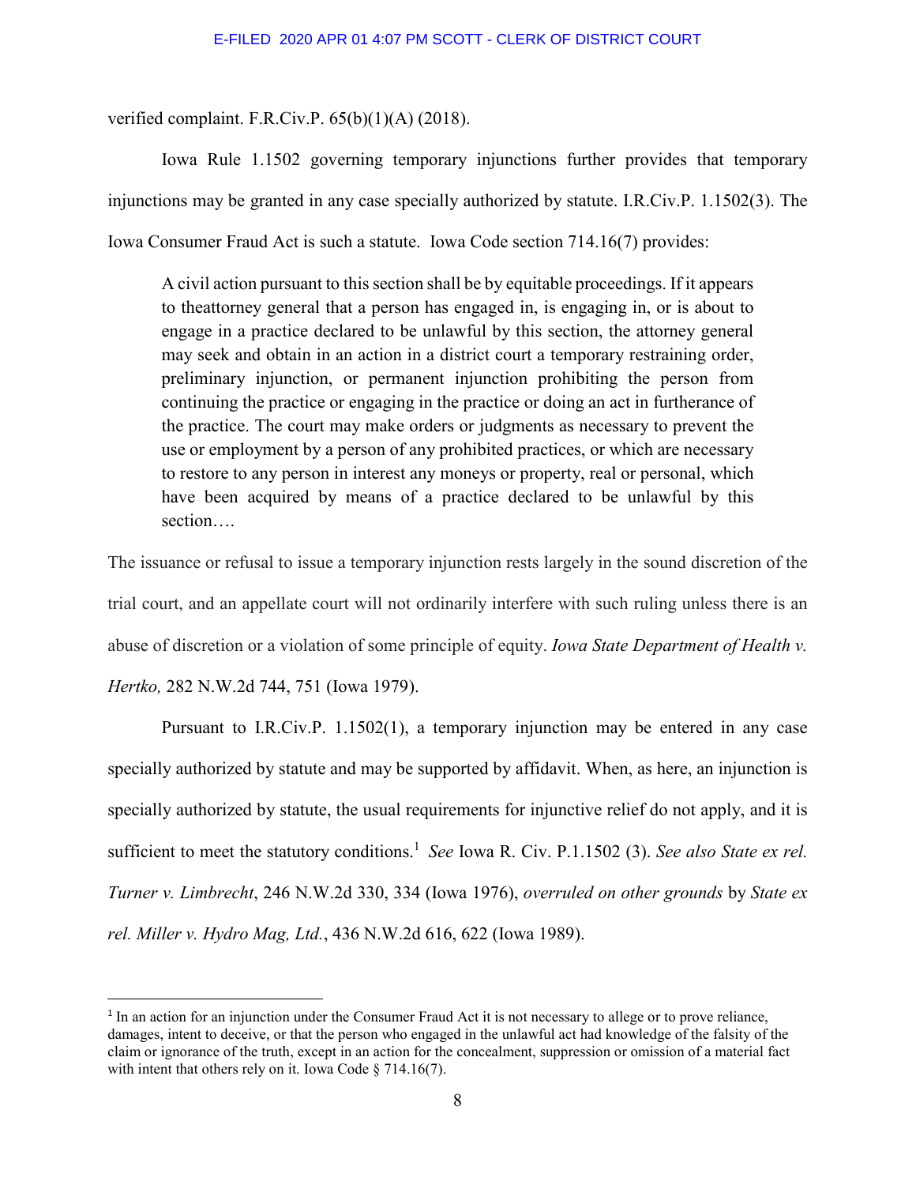verified complaint. F.R.Civ.P. 65(b)(1)(A) (2018).

Iowa Rule 1.1502 governing temporary injunctions further provides that temporary injunctions may be granted in any case specially authorized by statute. I.R.Civ.P. 1.1502(3). The Iowa Consumer Fraud Act is such a statute. Iowa Code section 714.16(7) provides:

> A civil action pursuant to this section shall be by equitable proceedings. If it appears to theattorney general that a person has engaged in, is engaging in, or is about to engage in a practice declared to be unlawful by this section, the attorney general may seek and obtain in an action in a district court a temporary restraining order, preliminary injunction, or permanent injunction prohibiting the person from continuing the practice or engaging in the practice or doing an act in furtherance of the practice. The court may make orders or judgments as necessary to prevent the use or employment by a person of any prohibited practices, or which are necessary to restore to any person in interest any moneys or property, real or personal, which have been acquired by means of a practice declared to be unlawful by this section….

The issuance or refusal to issue a temporary injunction rests largely in the sound discretion of the trial court, and an appellate court will not ordinarily interfere with such ruling unless there is an abuse of discretion or a violation of some principle of equity. *Iowa State Department of Health v. Hertko,* 282 N.W.2d 744, 751 (Iowa 1979).

Pursuant to I.R.Civ.P. 1.1502(1), a temporary injunction may be entered in any case specially authorized by statute and may be supported by affidavit. When, as here, an injunction is specially authorized by statute, the usual requirements for injunctive relief do not apply, and it is sufficient to meet the statutory conditions.[1] *See* Iowa R. Civ. P.1.1502 (3). *See also State ex rel. Turner v. Limbrecht*, 246 N.W.2d 330, 334 (Iowa 1976), *overruled on other grounds* by *State ex rel. Miller v. Hydro Mag, Ltd.*, 436 N.W.2d 616, 622 (Iowa 1989).

[1] In an action for an injunction under the Consumer Fraud Act it is not necessary to allege or to prove reliance, damages, intent to deceive, or that the person who engaged in the unlawful act had knowledge of the falsity of the claim or ignorance of the truth, except in an action for the concealment, suppression or omission of a material fact with intent that others rely on it. Iowa Code § 714.16(7).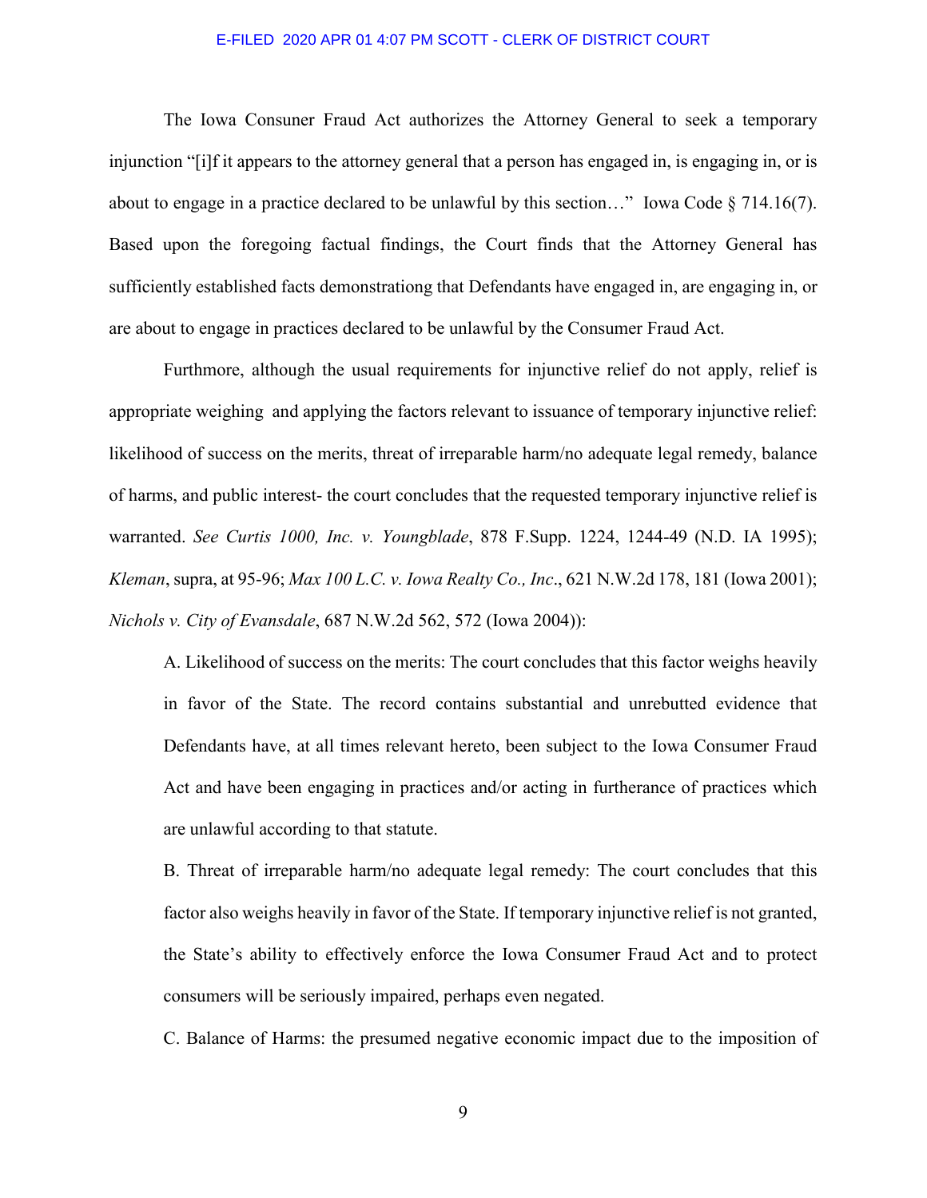The Iowa Consuner Fraud Act authorizes the Attorney General to seek a temporary injunction "[i]f it appears to the attorney general that a person has engaged in, is engaging in, or is about to engage in a practice declared to be unlawful by this section…" Iowa Code § 714.16(7). Based upon the foregoing factual findings, the Court finds that the Attorney General has sufficiently established facts demonstrationg that Defendants have engaged in, are engaging in, or are about to engage in practices declared to be unlawful by the Consumer Fraud Act.

Furthermore, although the usual requirements for injunctive relief do not apply, relief is appropriate weighing and applying the factors relevant to issuance of temporary injunctive relief: likelihood of success on the merits, threat of irreparable harm/no adequate legal remedy, balance of harms, and public interest- the court concludes that the requested temporary injunctive relief is warranted. *See Curtis 1000, Inc. v. Youngblade*, 878 F.Supp. 1224, 1244-49 (N.D. IA 1995); *Kleman*, supra, at 95-96; *Max 100 L.C. v. Iowa Realty Co., Inc*., 621 N.W.2d 178, 181 (Iowa 2001); *Nichols v. City of Evansdale*, 687 N.W.2d 562, 572 (Iowa 2004)):

A. Likelihood of success on the merits: The court concludes that this factor weighs heavily in favor of the State. The record contains substantial and unrebutted evidence that Defendants have, at all times relevant hereto, been subject to the Iowa Consumer Fraud Act and have been engaging in practices and/or acting in furtherance of practices which are unlawful according to that statute.

B. Threat of irreparable harm/no adequate legal remedy: The court concludes that this factor also weighs heavily in favor of the State. If temporary injunctive relief is not granted, the State's ability to effectively enforce the Iowa Consumer Fraud Act and to protect consumers will be seriously impaired, perhaps even negated.

C. Balance of Harms: the presumed negative economic impact due to the imposition of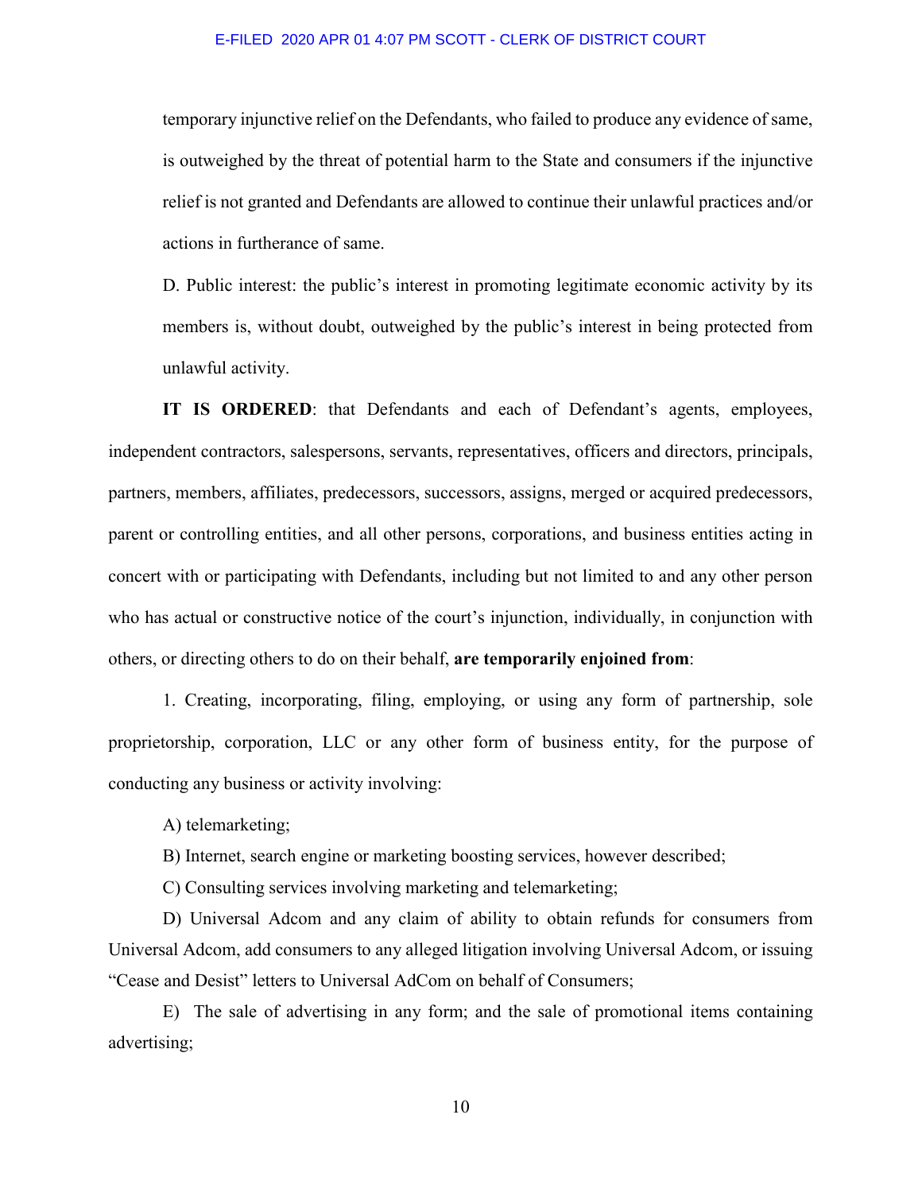temporary injunctive relief on the Defendants, who failed to produce any evidence of same, is outweighed by the threat of potential harm to the State and consumers if the injunctive relief is not granted and Defendants are allowed to continue their unlawful practices and/or actions in furtherance of same.

D. Public interest: the public's interest in promoting legitimate economic activity by its members is, without doubt, outweighed by the public's interest in being protected from unlawful activity.

**IT IS ORDERED**: that Defendants and each of Defendant's agents, employees, independent contractors, salespersons, servants, representatives, officers and directors, principals, partners, members, affiliates, predecessors, successors, assigns, merged or acquired predecessors, parent or controlling entities, and all other persons, corporations, and business entities acting in concert with or participating with Defendants, including but not limited to and any other person who has actual or constructive notice of the court's injunction, individually, in conjunction with others, or directing others to do on their behalf, **are temporarily enjoined from**:

1. Creating, incorporating, filing, employing, or using any form of partnership, sole proprietorship, corporation, LLC or any other form of business entity, for the purpose of conducting any business or activity involving:

A) telemarketing;

B) Internet, search engine or marketing boosting services, however described;

C) Consulting services involving marketing and telemarketing;

D) Universal Adcom and any claim of ability to obtain refunds for consumers from Universal Adcom, add consumers to any alleged litigation involving Universal Adcom, or issuing "Cease and Desist" letters to Universal AdCom on behalf of Consumers;

E) The sale of advertising in any form; and the sale of promotional items containing advertising;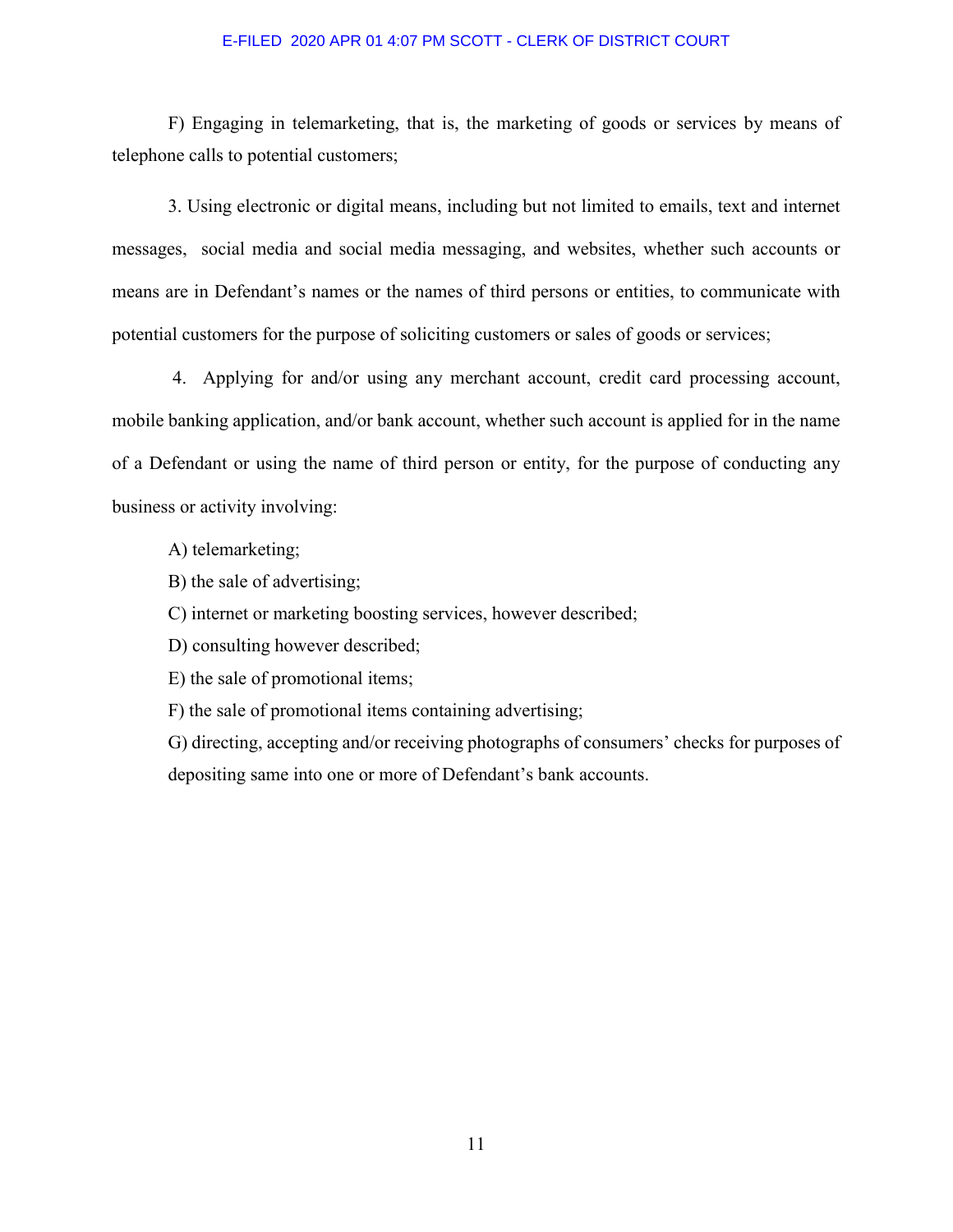F) Engaging in telemarketing, that is, the marketing of goods or services by means of telephone calls to potential customers;

3. Using electronic or digital means, including but not limited to emails, text and internet messages, social media and social media messaging, and websites, whether such accounts or means are in Defendant's names or the names of third persons or entities, to communicate with potential customers for the purpose of soliciting customers or sales of goods or services;

4. Applying for and/or using any merchant account, credit card processing account, mobile banking application, and/or bank account, whether such account is applied for in the name of a Defendant or using the name of third person or entity, for the purpose of conducting any business or activity involving:

A) telemarketing;

B) the sale of advertising;

C) internet or marketing boosting services, however described;

D) consulting however described;

E) the sale of promotional items;

F) the sale of promotional items containing advertising;

G) directing, accepting and/or receiving photographs of consumers' checks for purposes of depositing same into one or more of Defendant's bank accounts.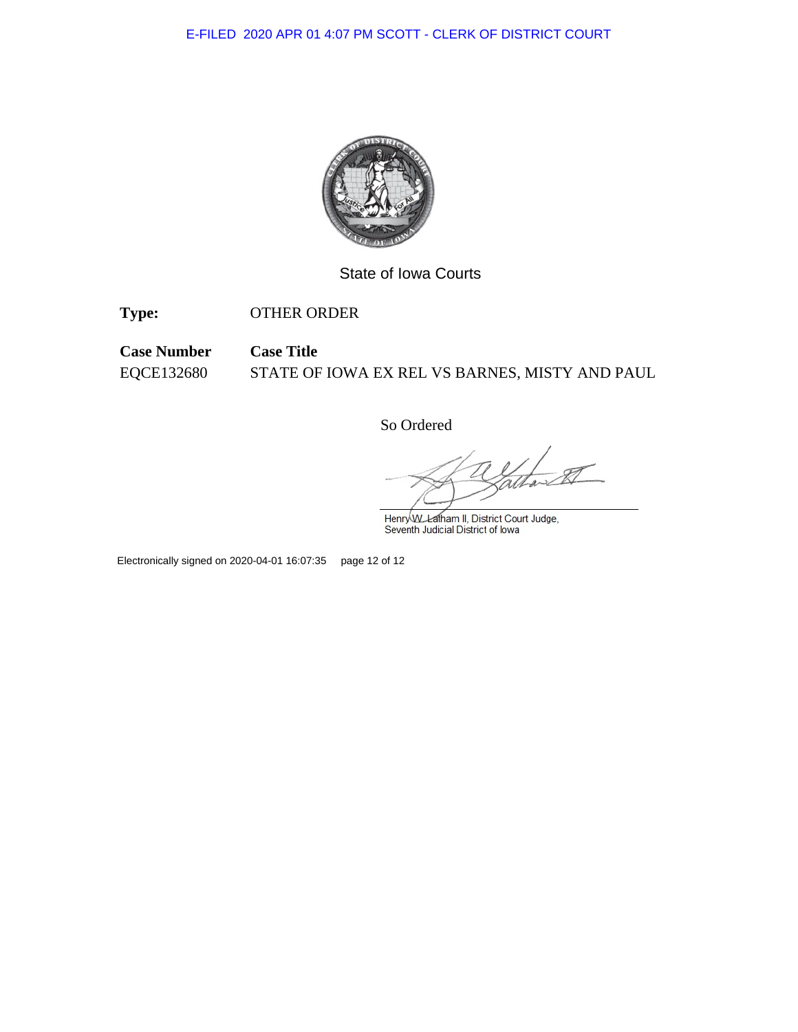State of Iowa Courts

**Type:** OTHER ORDER

| **Case Number** | **Case Title** |
| --- | --- |
| EQCE132680 | STATE OF IOWA EX REL VS BARNES, MISTY AND PAUL |

So Ordered

Henry W. Latham II, District Court Judge,
Seventh Judicial District of Iowa

Electronically signed on 2020-04-01 16:07:35